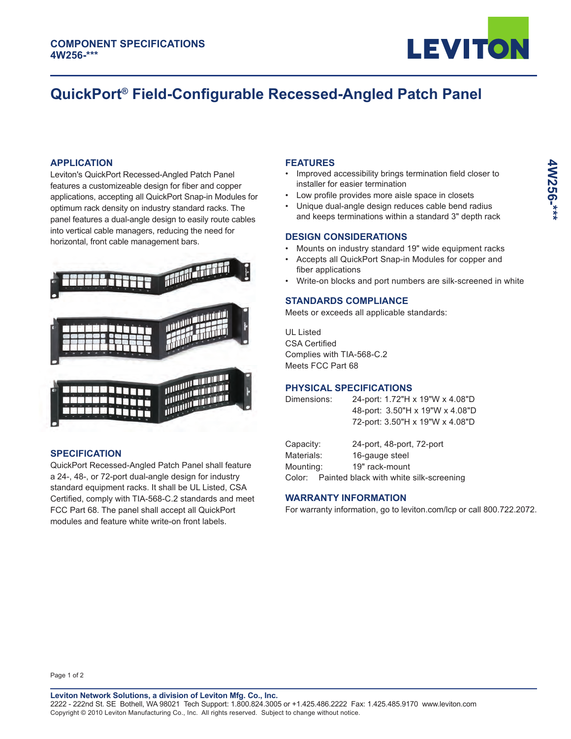**COMPONENT SPECIFICATIONS**
**4W256-***

# QuickPort® Field-Configurable Recessed-Angled Patch Panel

## APPLICATION

Leviton's QuickPort Recessed-Angled Patch Panel features a customizeable design for fiber and copper applications, accepting all QuickPort Snap-in Modules for optimum rack density on industry standard racks. The panel features a dual-angle design to easily route cables into vertical cable managers, reducing the need for horizontal, front cable management bars.

## SPECIFICATION

QuickPort Recessed-Angled Patch Panel shall feature a 24-, 48-, or 72-port dual-angle design for industry standard equipment racks. It shall be UL Listed, CSA Certified, comply with TIA-568-C.2 standards and meet FCC Part 68. The panel shall accept all QuickPort modules and feature white write-on front labels.

## FEATURES

- Improved accessibility brings termination field closer to installer for easier termination
- Low profile provides more aisle space in closets
- Unique dual-angle design reduces cable bend radius and keeps terminations within a standard 3" depth rack

## DESIGN CONSIDERATIONS

- Mounts on industry standard 19" wide equipment racks
- Accepts all QuickPort Snap-in Modules for copper and fiber applications
- Write-on blocks and port numbers are silk-screened in white

## STANDARDS COMPLIANCE

Meets or exceeds all applicable standards:

UL Listed
CSA Certified
Complies with TIA-568-C.2
Meets FCC Part 68

## PHYSICAL SPECIFICATIONS

| | |
|---|---|
| Dimensions: | 24-port: 1.72"H x 19"W x 4.08"D |
| | 48-port: 3.50"H x 19"W x 4.08"D |
| | 72-port: 3.50"H x 19"W x 4.08"D |
| Capacity: | 24-port, 48-port, 72-port |
| Materials: | 16-gauge steel |
| Mounting: | 19" rack-mount |
| Color: | Painted black with white silk-screening |

## WARRANTY INFORMATION

For warranty information, go to leviton.com/lcp or call 800.722.2072.

**Leviton Network Solutions, a division of Leviton Mfg. Co., Inc.**
2222 - 222nd St. SE Bothell, WA 98021 Tech Support: 1.800.824.3005 or +1.425.486.2222 Fax: 1.425.485.9170 www.leviton.com
Copyright © 2010 Leviton Manufacturing Co., Inc. All rights reserved. Subject to change without notice.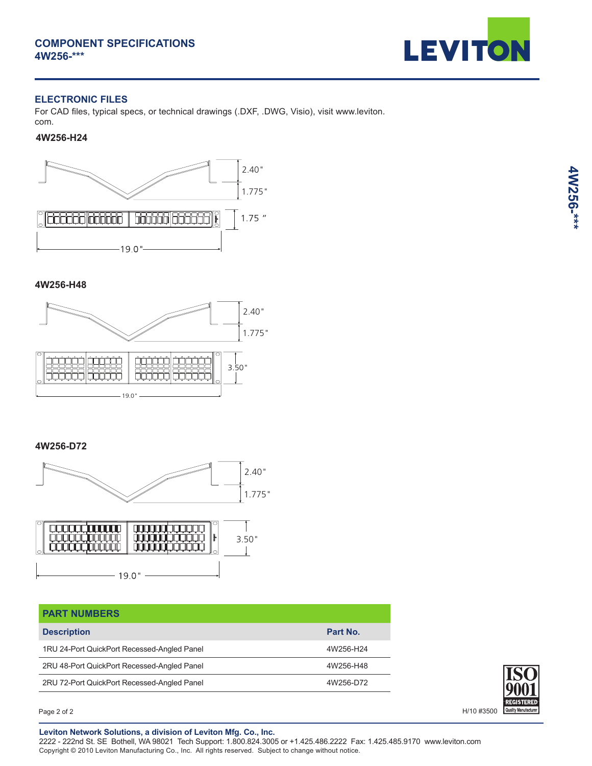## ELECTRONIC FILES

For CAD files, typical specs, or technical drawings (.DXF, .DWG, Visio), visit www.leviton.com.

### 4W256-H24

2.40"
1.775"
1.75 "
19.0"

### 4W256-H48

2.40"
1.775"
3.50"
19.0"

### 4W256-D72

2.40"
1.775"
3.50"
19.0"

## PART NUMBERS

| Description | Part No. |
|---|---|
| 1RU 24-Port QuickPort Recessed-Angled Panel | 4W256-H24 |
| 2RU 48-Port QuickPort Recessed-Angled Panel | 4W256-H48 |
| 2RU 72-Port QuickPort Recessed-Angled Panel | 4W256-D72 |

H/10 #3500

**Leviton Network Solutions, a division of Leviton Mfg. Co., Inc.**
2222 - 222nd St. SE Bothell, WA 98021 Tech Support: 1.800.824.3005 or +1.425.486.2222 Fax: 1.425.485.9170 www.leviton.com
Copyright © 2010 Leviton Manufacturing Co., Inc. All rights reserved. Subject to change without notice.